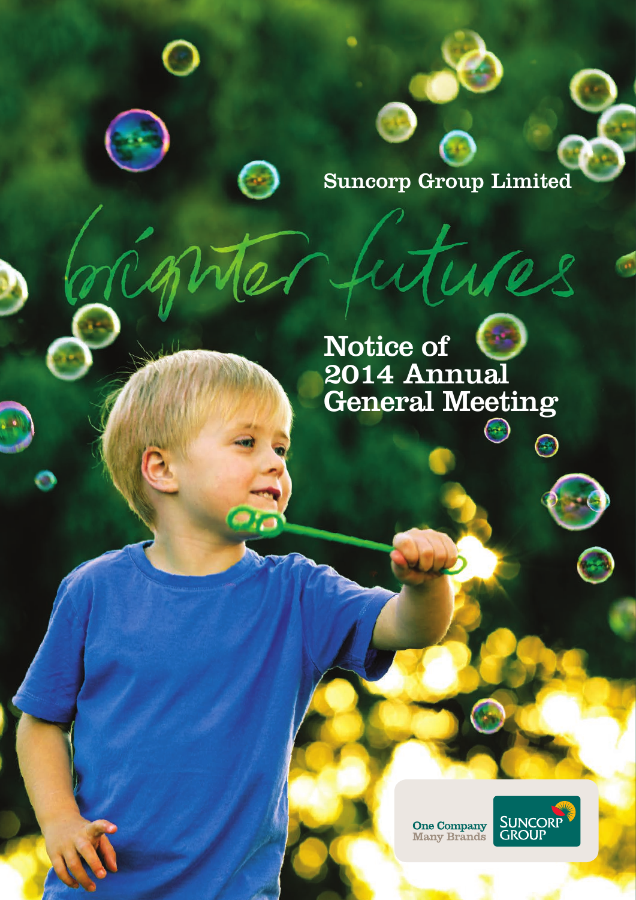Suncorp Group Limited

*brighter futures*

# Notice of 2014 Annual General Meeting

One Company
Many Brands

SUNCORP GROUP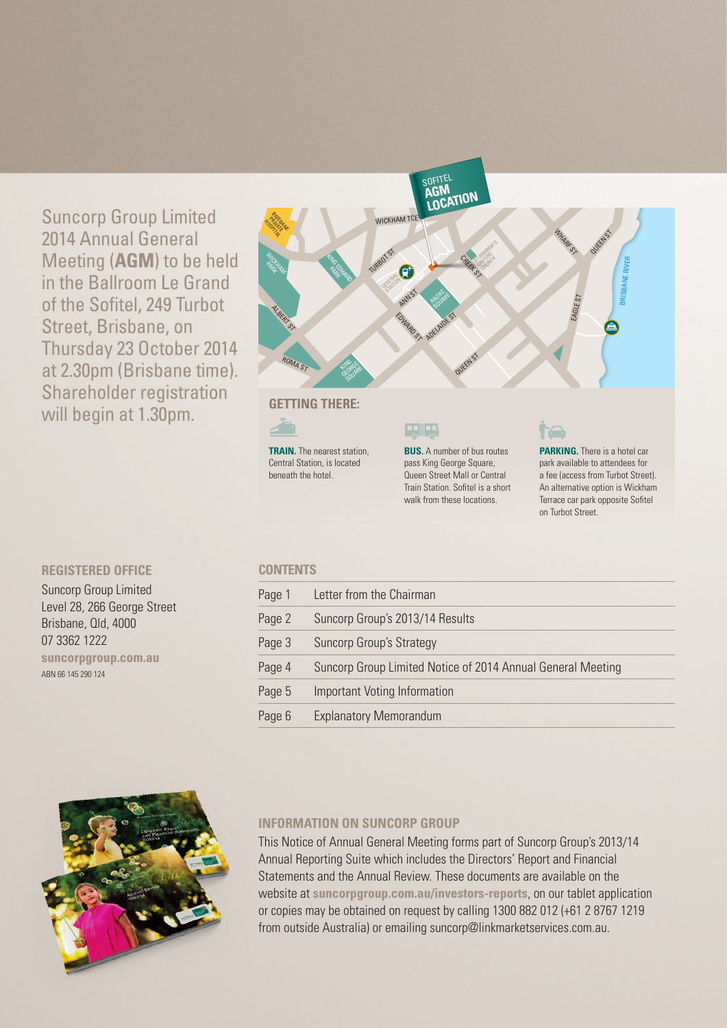Suncorp Group Limited 2014 Annual General Meeting (**AGM**) to be held in the Ballroom Le Grand of the Sofitel, 249 Turbot Street, Brisbane, on Thursday 23 October 2014 at 2.30pm (Brisbane time). Shareholder registration will begin at 1.30pm.

SOFITEL **AGM LOCATION**

## GETTING THERE:

**TRAIN.** The nearest station, Central Station, is located beneath the hotel.

**BUS.** A number of bus routes pass King George Square, Queen Street Mall or Central Train Station. Sofitel is a short walk from these locations.

**PARKING.** There is a hotel car park available to attendees for a fee (access from Turbot Street). An alternative option is Wickham Terrace car park opposite Sofitel on Turbot Street.

## REGISTERED OFFICE

Suncorp Group Limited
Level 28, 266 George Street
Brisbane, Qld, 4000
07 3362 1222
**suncorpgroup.com.au**
ABN 66 145 290 124

## CONTENTS

| | |
|---|---|
| Page 1 | Letter from the Chairman |
| Page 2 | Suncorp Group's 2013/14 Results |
| Page 3 | Suncorp Group's Strategy |
| Page 4 | Suncorp Group Limited Notice of 2014 Annual General Meeting |
| Page 5 | Important Voting Information |
| Page 6 | Explanatory Memorandum |

## INFORMATION ON SUNCORP GROUP

This Notice of Annual General Meeting forms part of Suncorp Group's 2013/14 Annual Reporting Suite which includes the Directors' Report and Financial Statements and the Annual Review. These documents are available on the website at **suncorpgroup.com.au/investors-reports**, on our tablet application or copies may be obtained on request by calling 1300 882 012 (+61 2 8767 1219 from outside Australia) or emailing suncorp@linkmarketservices.com.au.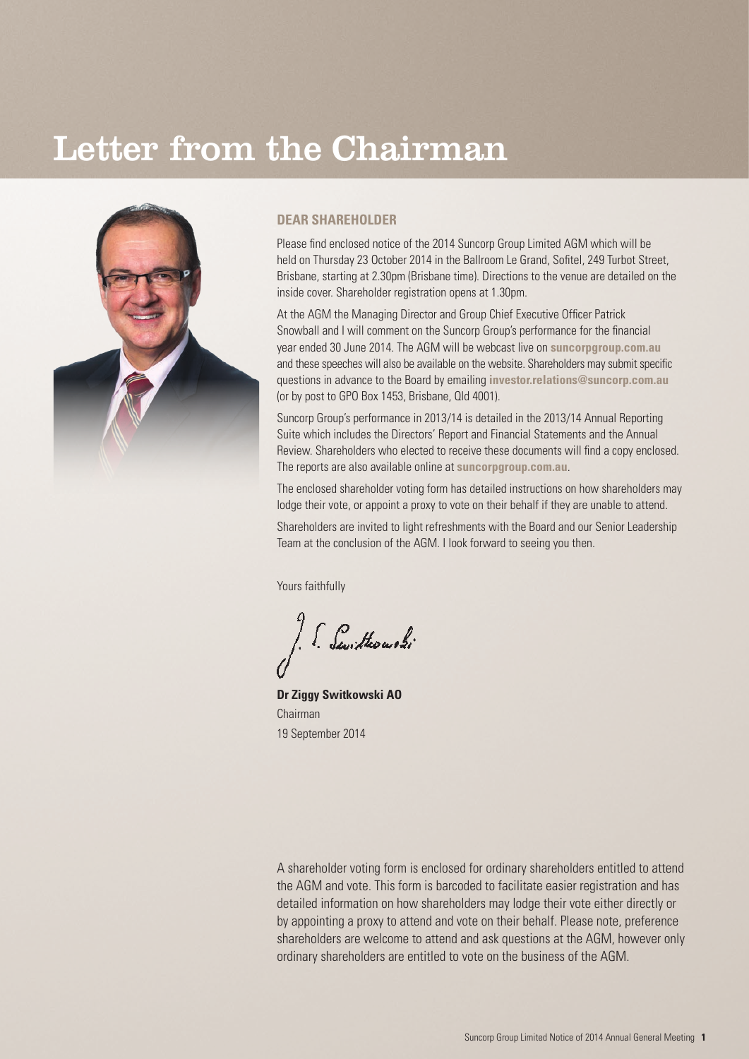# Letter from the Chairman

**DEAR SHAREHOLDER**

Please find enclosed notice of the 2014 Suncorp Group Limited AGM which will be held on Thursday 23 October 2014 in the Ballroom Le Grand, Sofitel, 249 Turbot Street, Brisbane, starting at 2.30pm (Brisbane time). Directions to the venue are detailed on the inside cover. Shareholder registration opens at 1.30pm.

At the AGM the Managing Director and Group Chief Executive Officer Patrick Snowball and I will comment on the Suncorp Group's performance for the financial year ended 30 June 2014. The AGM will be webcast live on **suncorpgroup.com.au** and these speeches will also be available on the website. Shareholders may submit specific questions in advance to the Board by emailing **investor.relations@suncorp.com.au** (or by post to GPO Box 1453, Brisbane, Qld 4001).

Suncorp Group's performance in 2013/14 is detailed in the 2013/14 Annual Reporting Suite which includes the Directors' Report and Financial Statements and the Annual Review. Shareholders who elected to receive these documents will find a copy enclosed. The reports are also available online at **suncorpgroup.com.au**.

The enclosed shareholder voting form has detailed instructions on how shareholders may lodge their vote, or appoint a proxy to vote on their behalf if they are unable to attend.

Shareholders are invited to light refreshments with the Board and our Senior Leadership Team at the conclusion of the AGM. I look forward to seeing you then.

Yours faithfully

**Dr Ziggy Switkowski AO**
Chairman
19 September 2014

A shareholder voting form is enclosed for ordinary shareholders entitled to attend the AGM and vote. This form is barcoded to facilitate easier registration and has detailed information on how shareholders may lodge their vote either directly or by appointing a proxy to attend and vote on their behalf. Please note, preference shareholders are welcome to attend and ask questions at the AGM, however only ordinary shareholders are entitled to vote on the business of the AGM.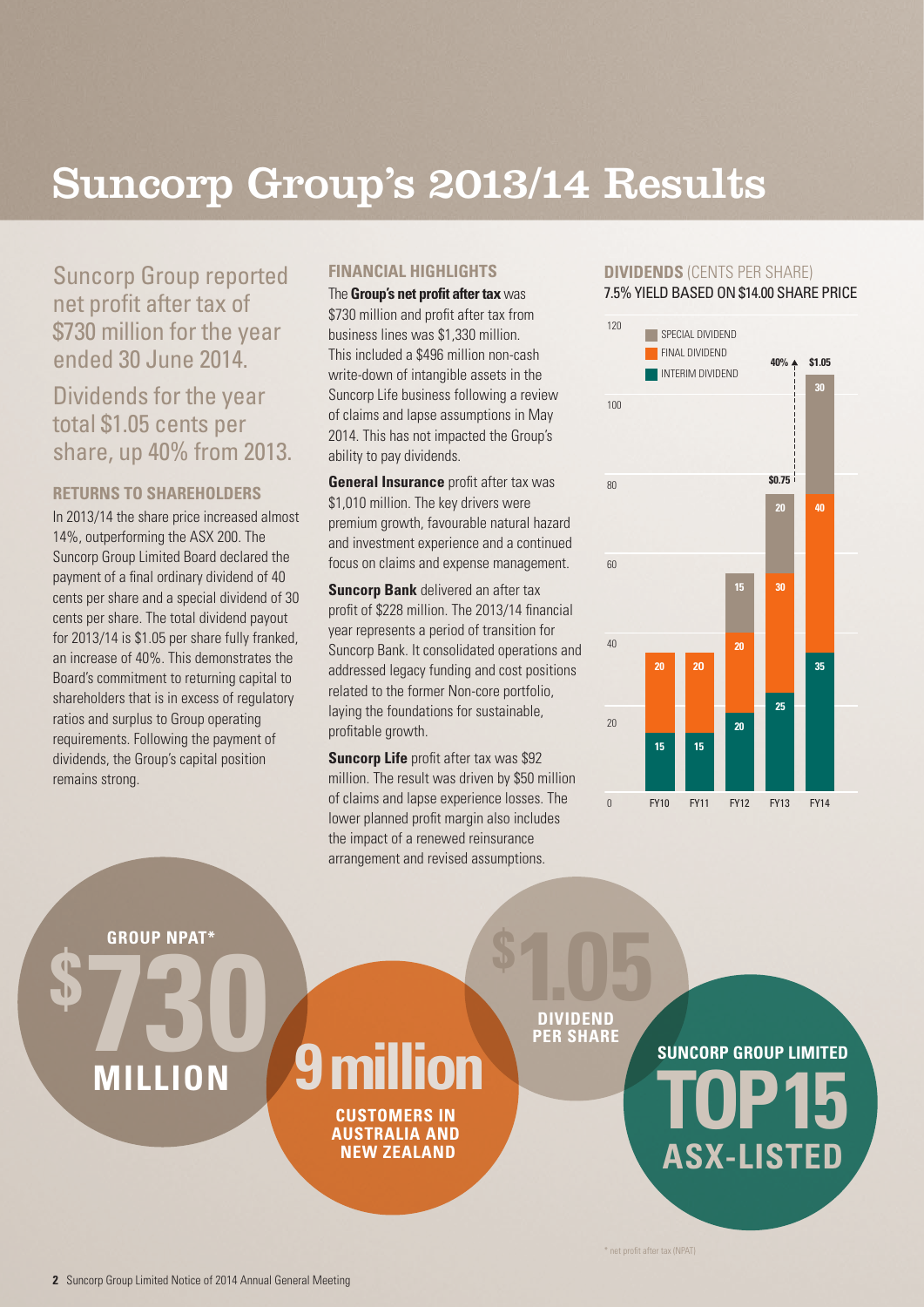# Suncorp Group's 2013/14 Results

Suncorp Group reported net profit after tax of $730 million for the year ended 30 June 2014.

Dividends for the year total $1.05 cents per share, up 40% from 2013.

### RETURNS TO SHAREHOLDERS

In 2013/14 the share price increased almost 14%, outperforming the ASX 200. The Suncorp Group Limited Board declared the payment of a final ordinary dividend of 40 cents per share and a special dividend of 30 cents per share. The total dividend payout for 2013/14 is $1.05 per share fully franked, an increase of 40%. This demonstrates the Board's commitment to returning capital to shareholders that is in excess of regulatory ratios and surplus to Group operating requirements. Following the payment of dividends, the Group's capital position remains strong.

### FINANCIAL HIGHLIGHTS

The **Group's net profit after tax** was $730 million and profit after tax from business lines was $1,330 million. This included a $496 million non-cash write-down of intangible assets in the Suncorp Life business following a review of claims and lapse assumptions in May 2014. This has not impacted the Group's ability to pay dividends.

**General Insurance** profit after tax was $1,010 million. The key drivers were premium growth, favourable natural hazard and investment experience and a continued focus on claims and expense management.

**Suncorp Bank** delivered an after tax profit of $228 million. The 2013/14 financial year represents a period of transition for Suncorp Bank. It consolidated operations and addressed legacy funding and cost positions related to the former Non-core portfolio, laying the foundations for sustainable, profitable growth.

**Suncorp Life** profit after tax was $92 million. The result was driven by $50 million of claims and lapse experience losses. The lower planned profit margin also includes the impact of a renewed reinsurance arrangement and revised assumptions.

### DIVIDENDS (CENTS PER SHARE)

7.5% YIELD BASED ON $14.00 SHARE PRICE

| | FY10 | FY11 | FY12 | FY13 | FY14 |
|---|---|---|---|---|---|
| Interim dividend | 15 | 15 | 20 | 25 | 35 |
| Final dividend | 20 | 20 | 20 | 30 | 40 |
| Special dividend | | | 15 | 20 | 30 |
| Total | | | | $0.75 | $1.05 |

FY13 to FY14: 40% increase

**GROUP NPAT*** $730 MILLION

**9 million** CUSTOMERS IN AUSTRALIA AND NEW ZEALAND

**$1.05** DIVIDEND PER SHARE

**SUNCORP GROUP LIMITED TOP 15 ASX-LISTED**

* net profit after tax (NPAT)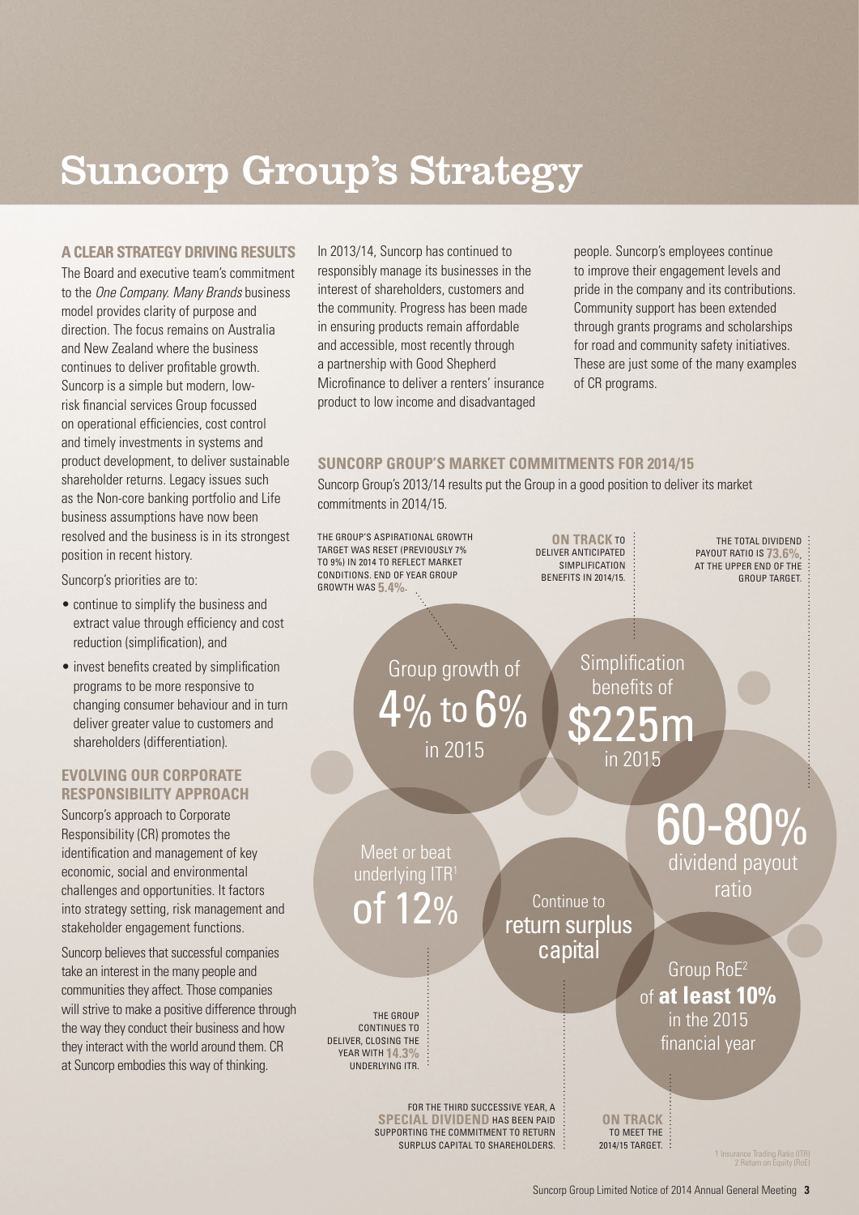# Suncorp Group's Strategy

## A CLEAR STRATEGY DRIVING RESULTS

The Board and executive team's commitment to the *One Company. Many Brands* business model provides clarity of purpose and direction. The focus remains on Australia and New Zealand where the business continues to deliver profitable growth. Suncorp is a simple but modern, low-risk financial services Group focussed on operational efficiencies, cost control and timely investments in systems and product development, to deliver sustainable shareholder returns. Legacy issues such as the Non-core banking portfolio and Life business assumptions have now been resolved and the business is in its strongest position in recent history.

Suncorp's priorities are to:

- continue to simplify the business and extract value through efficiency and cost reduction (simplification), and
- invest benefits created by simplification programs to be more responsive to changing consumer behaviour and in turn deliver greater value to customers and shareholders (differentiation).

## EVOLVING OUR CORPORATE RESPONSIBILITY APPROACH

Suncorp's approach to Corporate Responsibility (CR) promotes the identification and management of key economic, social and environmental challenges and opportunities. It factors into strategy setting, risk management and stakeholder engagement functions.

Suncorp believes that successful companies take an interest in the many people and communities they affect. Those companies will strive to make a positive difference through the way they conduct their business and how they interact with the world around them. CR at Suncorp embodies this way of thinking.

In 2013/14, Suncorp has continued to responsibly manage its businesses in the interest of shareholders, customers and the community. Progress has been made in ensuring products remain affordable and accessible, most recently through a partnership with Good Shepherd Microfinance to deliver a renters' insurance product to low income and disadvantaged people. Suncorp's employees continue to improve their engagement levels and pride in the company and its contributions. Community support has been extended through grants programs and scholarships for road and community safety initiatives. These are just some of the many examples of CR programs.

## SUNCORP GROUP'S MARKET COMMITMENTS FOR 2014/15

Suncorp Group's 2013/14 results put the Group in a good position to deliver its market commitments in 2014/15.

**Group growth of 4% to 6% in 2015**

THE GROUP'S ASPIRATIONAL GROWTH TARGET WAS RESET (PREVIOUSLY 7% TO 9%) IN 2014 TO REFLECT MARKET CONDITIONS. END OF YEAR GROUP GROWTH WAS **5.4%**.

**Simplification benefits of $225m in 2015**

**ON TRACK** TO DELIVER ANTICIPATED SIMPLIFICATION BENEFITS IN 2014/15.

**60-80% dividend payout ratio**

THE TOTAL DIVIDEND PAYOUT RATIO IS **73.6%**, AT THE UPPER END OF THE GROUP TARGET.

**Meet or beat underlying ITR[1] of 12%**

THE GROUP CONTINUES TO DELIVER, CLOSING THE YEAR WITH **14.3%** UNDERLYING ITR.

**Continue to return surplus capital**

FOR THE THIRD SUCCESSIVE YEAR, A **SPECIAL DIVIDEND** HAS BEEN PAID SUPPORTING THE COMMITMENT TO RETURN SURPLUS CAPITAL TO SHAREHOLDERS.

**Group RoE[2] of at least 10% in the 2015 financial year**

**ON TRACK** TO MEET THE 2014/15 TARGET.

1 Insurance Trading Ratio (ITR)
2 Return on Equity (RoE)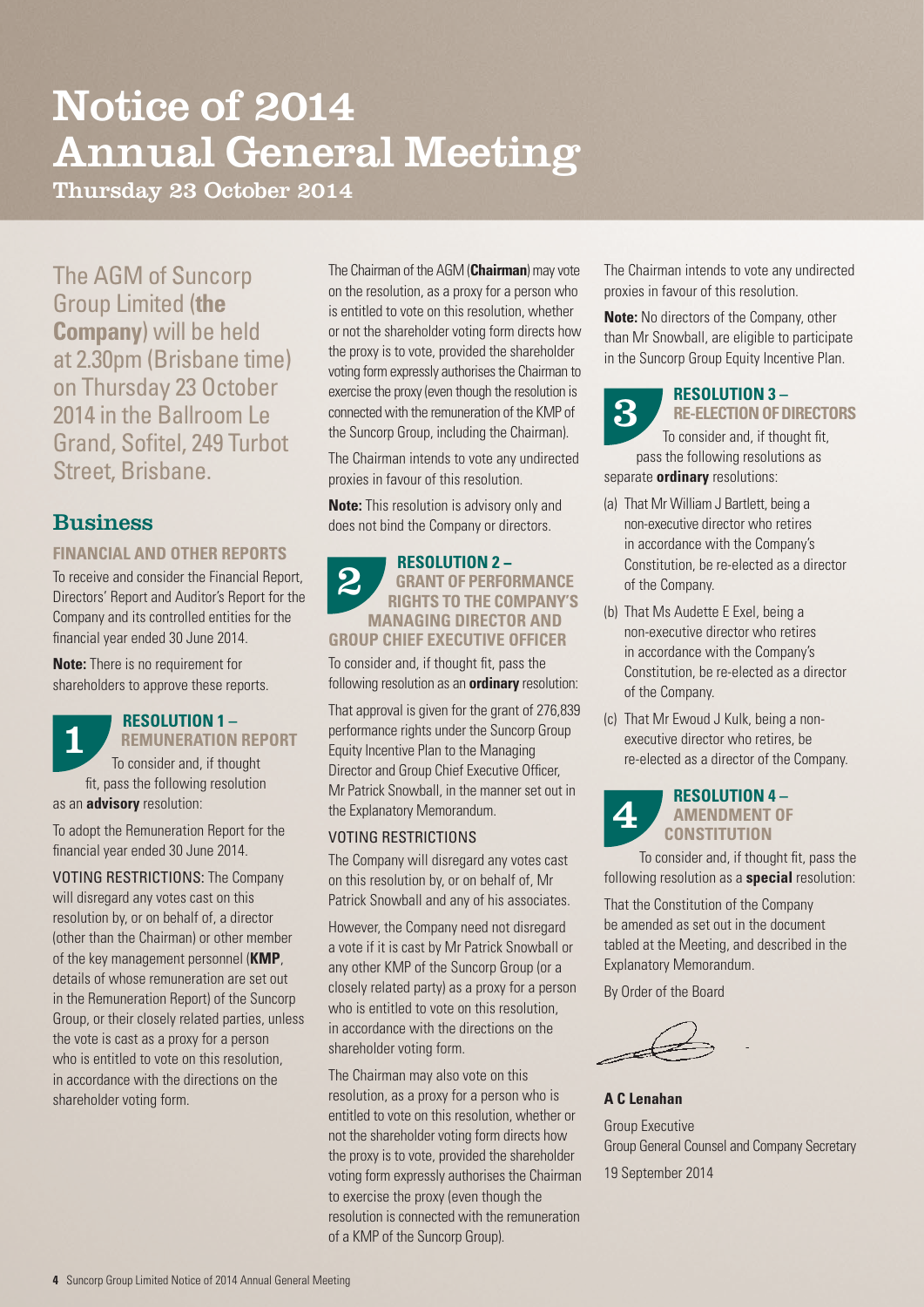# Notice of 2014 Annual General Meeting

Thursday 23 October 2014

The AGM of Suncorp Group Limited (**the Company**) will be held at 2.30pm (Brisbane time) on Thursday 23 October 2014 in the Ballroom Le Grand, Sofitel, 249 Turbot Street, Brisbane.

## Business

### FINANCIAL AND OTHER REPORTS

To receive and consider the Financial Report, Directors' Report and Auditor's Report for the Company and its controlled entities for the financial year ended 30 June 2014.

**Note:** There is no requirement for shareholders to approve these reports.

### 1 RESOLUTION 1 – REMUNERATION REPORT

To consider and, if thought fit, pass the following resolution as an **advisory** resolution:

To adopt the Remuneration Report for the financial year ended 30 June 2014.

VOTING RESTRICTIONS: The Company will disregard any votes cast on this resolution by, or on behalf of, a director (other than the Chairman) or other member of the key management personnel (**KMP**, details of whose remuneration are set out in the Remuneration Report) of the Suncorp Group, or their closely related parties, unless the vote is cast as a proxy for a person who is entitled to vote on this resolution, in accordance with the directions on the shareholder voting form.

The Chairman of the AGM (**Chairman**) may vote on the resolution, as a proxy for a person who is entitled to vote on this resolution, whether or not the shareholder voting form directs how the proxy is to vote, provided the shareholder voting form expressly authorises the Chairman to exercise the proxy (even though the resolution is connected with the remuneration of the KMP of the Suncorp Group, including the Chairman).

The Chairman intends to vote any undirected proxies in favour of this resolution.

**Note:** This resolution is advisory only and does not bind the Company or directors.

### 2 RESOLUTION 2 – GRANT OF PERFORMANCE RIGHTS TO THE COMPANY'S MANAGING DIRECTOR AND GROUP CHIEF EXECUTIVE OFFICER

To consider and, if thought fit, pass the following resolution as an **ordinary** resolution:

That approval is given for the grant of 276,839 performance rights under the Suncorp Group Equity Incentive Plan to the Managing Director and Group Chief Executive Officer, Mr Patrick Snowball, in the manner set out in the Explanatory Memorandum.

VOTING RESTRICTIONS

The Company will disregard any votes cast on this resolution by, or on behalf of, Mr Patrick Snowball and any of his associates.

However, the Company need not disregard a vote if it is cast by Mr Patrick Snowball or any other KMP of the Suncorp Group (or a closely related party) as a proxy for a person who is entitled to vote on this resolution, in accordance with the directions on the shareholder voting form.

The Chairman may also vote on this resolution, as a proxy for a person who is entitled to vote on this resolution, whether or not the shareholder voting form directs how the proxy is to vote, provided the shareholder voting form expressly authorises the Chairman to exercise the proxy (even though the resolution is connected with the remuneration of a KMP of the Suncorp Group).

The Chairman intends to vote any undirected proxies in favour of this resolution.

**Note:** No directors of the Company, other than Mr Snowball, are eligible to participate in the Suncorp Group Equity Incentive Plan.

### 3 RESOLUTION 3 – RE-ELECTION OF DIRECTORS

To consider and, if thought fit, pass the following resolutions as separate **ordinary** resolutions:

(a) That Mr William J Bartlett, being a non-executive director who retires in accordance with the Company's Constitution, be re-elected as a director of the Company.

(b) That Ms Audette E Exel, being a non-executive director who retires in accordance with the Company's Constitution, be re-elected as a director of the Company.

(c) That Mr Ewoud J Kulk, being a non-executive director who retires, be re-elected as a director of the Company.

### 4 RESOLUTION 4 – AMENDMENT OF CONSTITUTION

To consider and, if thought fit, pass the following resolution as a **special** resolution:

That the Constitution of the Company be amended as set out in the document tabled at the Meeting, and described in the Explanatory Memorandum.

By Order of the Board

**A C Lenahan**

Group Executive
Group General Counsel and Company Secretary

19 September 2014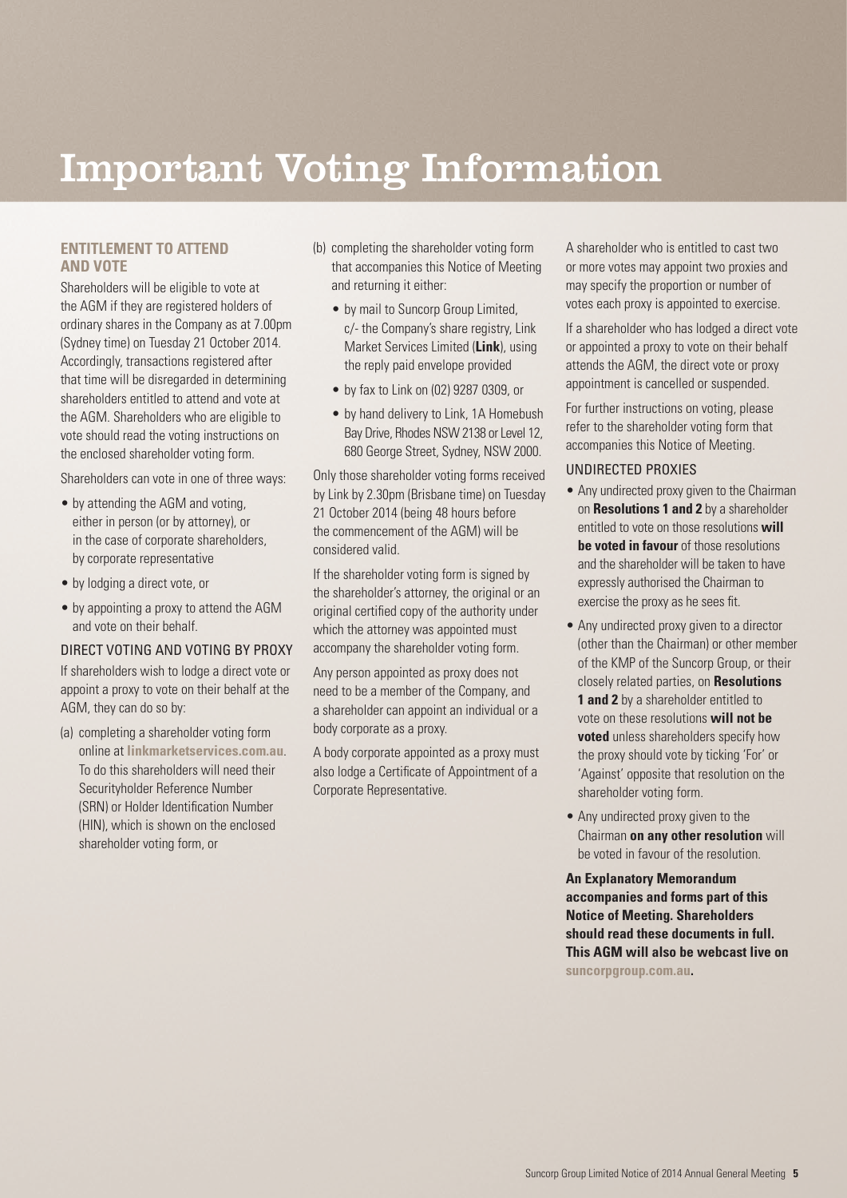# Important Voting Information

### ENTITLEMENT TO ATTEND AND VOTE

Shareholders will be eligible to vote at the AGM if they are registered holders of ordinary shares in the Company as at 7.00pm (Sydney time) on Tuesday 21 October 2014. Accordingly, transactions registered after that time will be disregarded in determining shareholders entitled to attend and vote at the AGM. Shareholders who are eligible to vote should read the voting instructions on the enclosed shareholder voting form.

Shareholders can vote in one of three ways:

- by attending the AGM and voting, either in person (or by attorney), or in the case of corporate shareholders, by corporate representative
- by lodging a direct vote, or
- by appointing a proxy to attend the AGM and vote on their behalf.

### DIRECT VOTING AND VOTING BY PROXY

If shareholders wish to lodge a direct vote or appoint a proxy to vote on their behalf at the AGM, they can do so by:

(a) completing a shareholder voting form online at **linkmarketservices.com.au**. To do this shareholders will need their Securityholder Reference Number (SRN) or Holder Identification Number (HIN), which is shown on the enclosed shareholder voting form, or

(b) completing the shareholder voting form that accompanies this Notice of Meeting and returning it either:

- by mail to Suncorp Group Limited, c/- the Company's share registry, Link Market Services Limited (**Link**), using the reply paid envelope provided
- by fax to Link on (02) 9287 0309, or
- by hand delivery to Link, 1A Homebush Bay Drive, Rhodes NSW 2138 or Level 12, 680 George Street, Sydney, NSW 2000.

Only those shareholder voting forms received by Link by 2.30pm (Brisbane time) on Tuesday 21 October 2014 (being 48 hours before the commencement of the AGM) will be considered valid.

If the shareholder voting form is signed by the shareholder's attorney, the original or an original certified copy of the authority under which the attorney was appointed must accompany the shareholder voting form.

Any person appointed as proxy does not need to be a member of the Company, and a shareholder can appoint an individual or a body corporate as a proxy.

A body corporate appointed as a proxy must also lodge a Certificate of Appointment of a Corporate Representative.

A shareholder who is entitled to cast two or more votes may appoint two proxies and may specify the proportion or number of votes each proxy is appointed to exercise.

If a shareholder who has lodged a direct vote or appointed a proxy to vote on their behalf attends the AGM, the direct vote or proxy appointment is cancelled or suspended.

For further instructions on voting, please refer to the shareholder voting form that accompanies this Notice of Meeting.

### UNDIRECTED PROXIES

- Any undirected proxy given to the Chairman on **Resolutions 1 and 2** by a shareholder entitled to vote on those resolutions **will be voted in favour** of those resolutions and the shareholder will be taken to have expressly authorised the Chairman to exercise the proxy as he sees fit.
- Any undirected proxy given to a director (other than the Chairman) or other member of the KMP of the Suncorp Group, or their closely related parties, on **Resolutions 1 and 2** by a shareholder entitled to vote on these resolutions **will not be voted** unless shareholders specify how the proxy should vote by ticking 'For' or 'Against' opposite that resolution on the shareholder voting form.
- Any undirected proxy given to the Chairman **on any other resolution** will be voted in favour of the resolution.

**An Explanatory Memorandum accompanies and forms part of this Notice of Meeting. Shareholders should read these documents in full. This AGM will also be webcast live on suncorpgroup.com.au.**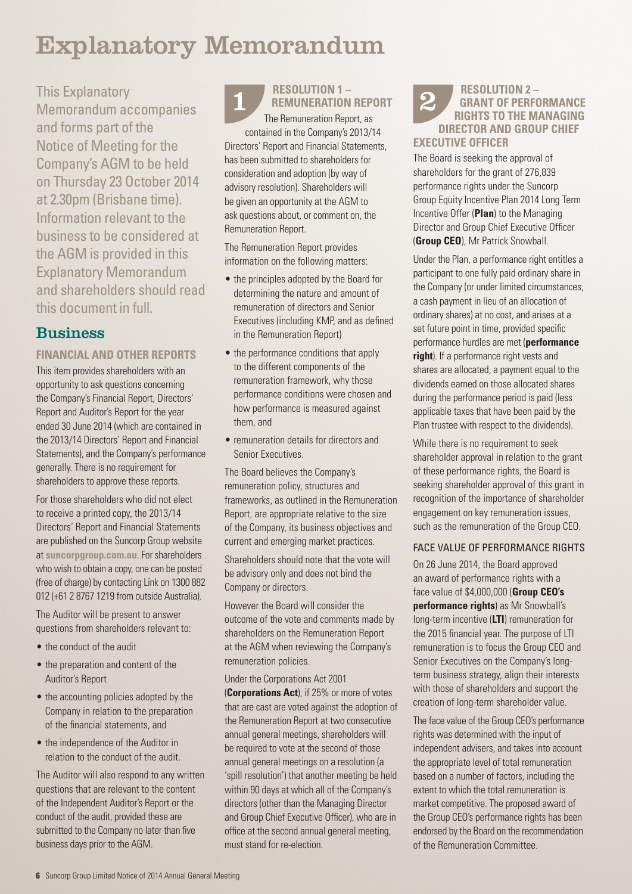# Explanatory Memorandum

This Explanatory Memorandum accompanies and forms part of the Notice of Meeting for the Company's AGM to be held on Thursday 23 October 2014 at 2.30pm (Brisbane time). Information relevant to the business to be considered at the AGM is provided in this Explanatory Memorandum and shareholders should read this document in full.

## Business

### FINANCIAL AND OTHER REPORTS

This item provides shareholders with an opportunity to ask questions concerning the Company's Financial Report, Directors' Report and Auditor's Report for the year ended 30 June 2014 (which are contained in the 2013/14 Directors' Report and Financial Statements), and the Company's performance generally. There is no requirement for shareholders to approve these reports.

For those shareholders who did not elect to receive a printed copy, the 2013/14 Directors' Report and Financial Statements are published on the Suncorp Group website at **suncorpgroup.com.au**. For shareholders who wish to obtain a copy, one can be posted (free of charge) by contacting Link on 1300 882 012 (+61 2 8767 1219 from outside Australia).

The Auditor will be present to answer questions from shareholders relevant to:

- the conduct of the audit
- the preparation and content of the Auditor's Report
- the accounting policies adopted by the Company in relation to the preparation of the financial statements, and
- the independence of the Auditor in relation to the conduct of the audit.

The Auditor will also respond to any written questions that are relevant to the content of the Independent Auditor's Report or the conduct of the audit, provided these are submitted to the Company no later than five business days prior to the AGM.

### 1 RESOLUTION 1 – REMUNERATION REPORT

The Remuneration Report, as contained in the Company's 2013/14 Directors' Report and Financial Statements, has been submitted to shareholders for consideration and adoption (by way of advisory resolution). Shareholders will be given an opportunity at the AGM to ask questions about, or comment on, the Remuneration Report.

The Remuneration Report provides information on the following matters:

- the principles adopted by the Board for determining the nature and amount of remuneration of directors and Senior Executives (including KMP, and as defined in the Remuneration Report)
- the performance conditions that apply to the different components of the remuneration framework, why those performance conditions were chosen and how performance is measured against them, and
- remuneration details for directors and Senior Executives.

The Board believes the Company's remuneration policy, structures and frameworks, as outlined in the Remuneration Report, are appropriate relative to the size of the Company, its business objectives and current and emerging market practices.

Shareholders should note that the vote will be advisory only and does not bind the Company or directors.

However the Board will consider the outcome of the vote and comments made by shareholders on the Remuneration Report at the AGM when reviewing the Company's remuneration policies.

Under the Corporations Act 2001 (**Corporations Act**), if 25% or more of votes that are cast are voted against the adoption of the Remuneration Report at two consecutive annual general meetings, shareholders will be required to vote at the second of those annual general meetings on a resolution (a 'spill resolution') that another meeting be held within 90 days at which all of the Company's directors (other than the Managing Director and Group Chief Executive Officer), who are in office at the second annual general meeting, must stand for re-election.

### 2 RESOLUTION 2 – GRANT OF PERFORMANCE RIGHTS TO THE MANAGING DIRECTOR AND GROUP CHIEF EXECUTIVE OFFICER

The Board is seeking the approval of shareholders for the grant of 276,839 performance rights under the Suncorp Group Equity Incentive Plan 2014 Long Term Incentive Offer (**Plan**) to the Managing Director and Group Chief Executive Officer (**Group CEO**), Mr Patrick Snowball.

Under the Plan, a performance right entitles a participant to one fully paid ordinary share in the Company (or under limited circumstances, a cash payment in lieu of an allocation of ordinary shares) at no cost, and arises at a set future point in time, provided specific performance hurdles are met (**performance right**). If a performance right vests and shares are allocated, a payment equal to the dividends earned on those allocated shares during the performance period is paid (less applicable taxes that have been paid by the Plan trustee with respect to the dividends).

While there is no requirement to seek shareholder approval in relation to the grant of these performance rights, the Board is seeking shareholder approval of this grant in recognition of the importance of shareholder engagement on key remuneration issues, such as the remuneration of the Group CEO.

#### FACE VALUE OF PERFORMANCE RIGHTS

On 26 June 2014, the Board approved an award of performance rights with a face value of $4,000,000 (**Group CEO's performance rights**) as Mr Snowball's long-term incentive (**LTI**) remuneration for the 2015 financial year. The purpose of LTI remuneration is to focus the Group CEO and Senior Executives on the Company's long-term business strategy, align their interests with those of shareholders and support the creation of long-term shareholder value.

The face value of the Group CEO's performance rights was determined with the input of independent advisers, and takes into account the appropriate level of total remuneration based on a number of factors, including the extent to which the total remuneration is market competitive. The proposed award of the Group CEO's performance rights has been endorsed by the Board on the recommendation of the Remuneration Committee.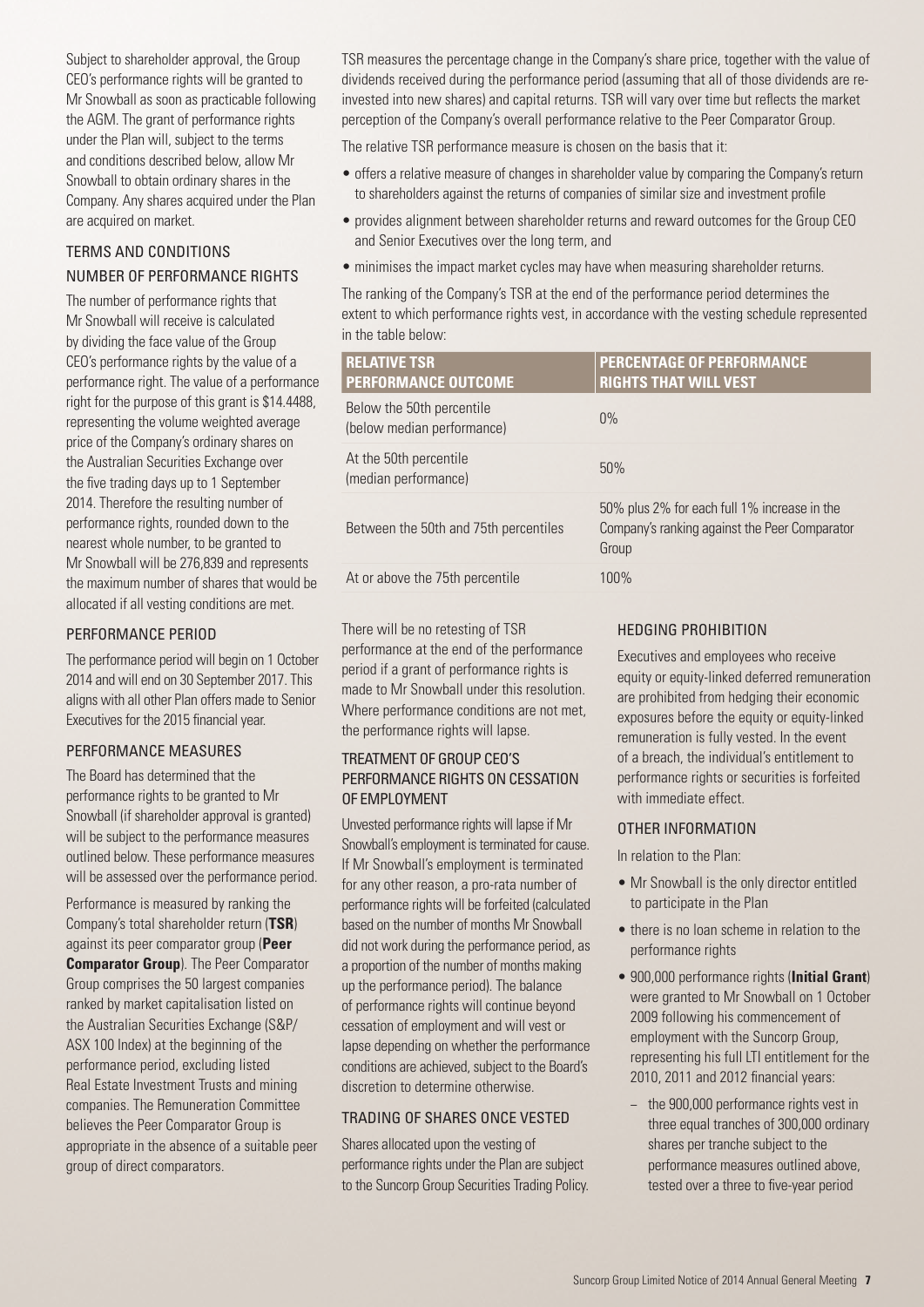Subject to shareholder approval, the Group CEO's performance rights will be granted to Mr Snowball as soon as practicable following the AGM. The grant of performance rights under the Plan will, subject to the terms and conditions described below, allow Mr Snowball to obtain ordinary shares in the Company. Any shares acquired under the Plan are acquired on market.

### TERMS AND CONDITIONS

### NUMBER OF PERFORMANCE RIGHTS

The number of performance rights that Mr Snowball will receive is calculated by dividing the face value of the Group CEO's performance rights by the value of a performance right. The value of a performance right for the purpose of this grant is $14.4488, representing the volume weighted average price of the Company's ordinary shares on the Australian Securities Exchange over the five trading days up to 1 September 2014. Therefore the resulting number of performance rights, rounded down to the nearest whole number, to be granted to Mr Snowball will be 276,839 and represents the maximum number of shares that would be allocated if all vesting conditions are met.

### PERFORMANCE PERIOD

The performance period will begin on 1 October 2014 and will end on 30 September 2017. This aligns with all other Plan offers made to Senior Executives for the 2015 financial year.

### PERFORMANCE MEASURES

The Board has determined that the performance rights to be granted to Mr Snowball (if shareholder approval is granted) will be subject to the performance measures outlined below. These performance measures will be assessed over the performance period.

Performance is measured by ranking the Company's total shareholder return (**TSR**) against its peer comparator group (**Peer Comparator Group**). The Peer Comparator Group comprises the 50 largest companies ranked by market capitalisation listed on the Australian Securities Exchange (S&P/ASX 100 Index) at the beginning of the performance period, excluding listed Real Estate Investment Trusts and mining companies. The Remuneration Committee believes the Peer Comparator Group is appropriate in the absence of a suitable peer group of direct comparators.

TSR measures the percentage change in the Company's share price, together with the value of dividends received during the performance period (assuming that all of those dividends are re-invested into new shares) and capital returns. TSR will vary over time but reflects the market perception of the Company's overall performance relative to the Peer Comparator Group.

The relative TSR performance measure is chosen on the basis that it:

- offers a relative measure of changes in shareholder value by comparing the Company's return to shareholders against the returns of companies of similar size and investment profile
- provides alignment between shareholder returns and reward outcomes for the Group CEO and Senior Executives over the long term, and
- minimises the impact market cycles may have when measuring shareholder returns.

The ranking of the Company's TSR at the end of the performance period determines the extent to which performance rights vest, in accordance with the vesting schedule represented in the table below:

| RELATIVE TSR PERFORMANCE OUTCOME | PERCENTAGE OF PERFORMANCE RIGHTS THAT WILL VEST |
| --- | --- |
| Below the 50th percentile (below median performance) | 0% |
| At the 50th percentile (median performance) | 50% |
| Between the 50th and 75th percentiles | 50% plus 2% for each full 1% increase in the Company's ranking against the Peer Comparator Group |
| At or above the 75th percentile | 100% |

There will be no retesting of TSR performance at the end of the performance period if a grant of performance rights is made to Mr Snowball under this resolution. Where performance conditions are not met, the performance rights will lapse.

### TREATMENT OF GROUP CEO'S PERFORMANCE RIGHTS ON CESSATION OF EMPLOYMENT

Unvested performance rights will lapse if Mr Snowball's employment is terminated for cause. If Mr Snowball's employment is terminated for any other reason, a pro-rata number of performance rights will be forfeited (calculated based on the number of months Mr Snowball did not work during the performance period, as a proportion of the number of months making up the performance period). The balance of performance rights will continue beyond cessation of employment and will vest or lapse depending on whether the performance conditions are achieved, subject to the Board's discretion to determine otherwise.

### TRADING OF SHARES ONCE VESTED

Shares allocated upon the vesting of performance rights under the Plan are subject to the Suncorp Group Securities Trading Policy.

### HEDGING PROHIBITION

Executives and employees who receive equity or equity-linked deferred remuneration are prohibited from hedging their economic exposures before the equity or equity-linked remuneration is fully vested. In the event of a breach, the individual's entitlement to performance rights or securities is forfeited with immediate effect.

### OTHER INFORMATION

In relation to the Plan:

- Mr Snowball is the only director entitled to participate in the Plan
- there is no loan scheme in relation to the performance rights
- 900,000 performance rights (**Initial Grant**) were granted to Mr Snowball on 1 October 2009 following his commencement of employment with the Suncorp Group, representing his full LTI entitlement for the 2010, 2011 and 2012 financial years:
  - the 900,000 performance rights vest in three equal tranches of 300,000 ordinary shares per tranche subject to the performance measures outlined above, tested over a three to five-year period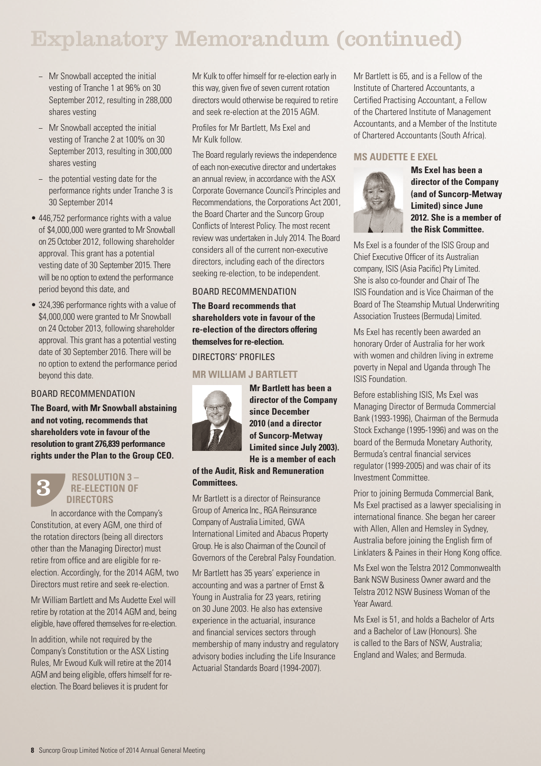# Explanatory Memorandum (continued)

- Mr Snowball accepted the initial vesting of Tranche 1 at 96% on 30 September 2012, resulting in 288,000 shares vesting
- Mr Snowball accepted the initial vesting of Tranche 2 at 100% on 30 September 2013, resulting in 300,000 shares vesting
- the potential vesting date for the performance rights under Tranche 3 is 30 September 2014

- 446,752 performance rights with a value of $4,000,000 were granted to Mr Snowball on 25 October 2012, following shareholder approval. This grant has a potential vesting date of 30 September 2015. There will be no option to extend the performance period beyond this date, and
- 324,396 performance rights with a value of $4,000,000 were granted to Mr Snowball on 24 October 2013, following shareholder approval. This grant has a potential vesting date of 30 September 2016. There will be no option to extend the performance period beyond this date.

### BOARD RECOMMENDATION

**The Board, with Mr Snowball abstaining and not voting, recommends that shareholders vote in favour of the resolution to grant 276,839 performance rights under the Plan to the Group CEO.**

## 3 RESOLUTION 3 – RE-ELECTION OF DIRECTORS

In accordance with the Company's Constitution, at every AGM, one third of the rotation directors (being all directors other than the Managing Director) must retire from office and are eligible for re-election. Accordingly, for the 2014 AGM, two Directors must retire and seek re-election.

Mr William Bartlett and Ms Audette Exel will retire by rotation at the 2014 AGM and, being eligible, have offered themselves for re-election.

In addition, while not required by the Company's Constitution or the ASX Listing Rules, Mr Ewoud Kulk will retire at the 2014 AGM and being eligible, offers himself for re-election. The Board believes it is prudent for Mr Kulk to offer himself for re-election early in this way, given five of seven current rotation directors would otherwise be required to retire and seek re-election at the 2015 AGM.

Profiles for Mr Bartlett, Ms Exel and Mr Kulk follow.

The Board regularly reviews the independence of each non-executive director and undertakes an annual review, in accordance with the ASX Corporate Governance Council's Principles and Recommendations, the Corporations Act 2001, the Board Charter and the Suncorp Group Conflicts of Interest Policy. The most recent review was undertaken in July 2014. The Board considers all of the current non-executive directors, including each of the directors seeking re-election, to be independent.

### BOARD RECOMMENDATION

**The Board recommends that shareholders vote in favour of the re-election of the directors offering themselves for re-election.**

### DIRECTORS' PROFILES

#### MR WILLIAM J BARTLETT

**Mr Bartlett has been a director of the Company since December 2010 (and a director of Suncorp-Metway Limited since July 2003). He is a member of each of the Audit, Risk and Remuneration Committees.**

Mr Bartlett is a director of Reinsurance Group of America Inc., RGA Reinsurance Company of Australia Limited, GWA International Limited and Abacus Property Group. He is also Chairman of the Council of Governors of the Cerebral Palsy Foundation.

Mr Bartlett has 35 years' experience in accounting and was a partner of Ernst & Young in Australia for 23 years, retiring on 30 June 2003. He also has extensive experience in the actuarial, insurance and financial services sectors through membership of many industry and regulatory advisory bodies including the Life Insurance Actuarial Standards Board (1994-2007).

Mr Bartlett is 65, and is a Fellow of the Institute of Chartered Accountants, a Certified Practising Accountant, a Fellow of the Chartered Institute of Management Accountants, and a Member of the Institute of Chartered Accountants (South Africa).

#### MS AUDETTE E EXEL

**Ms Exel has been a director of the Company (and of Suncorp-Metway Limited) since June 2012. She is a member of the Risk Committee.**

Ms Exel is a founder of the ISIS Group and Chief Executive Officer of its Australian company, ISIS (Asia Pacific) Pty Limited. She is also co-founder and Chair of The ISIS Foundation and is Vice Chairman of the Board of The Steamship Mutual Underwriting Association Trustees (Bermuda) Limited.

Ms Exel has recently been awarded an honorary Order of Australia for her work with women and children living in extreme poverty in Nepal and Uganda through The ISIS Foundation.

Before establishing ISIS, Ms Exel was Managing Director of Bermuda Commercial Bank (1993-1996), Chairman of the Bermuda Stock Exchange (1995-1996) and was on the board of the Bermuda Monetary Authority, Bermuda's central financial services regulator (1999-2005) and was chair of its Investment Committee.

Prior to joining Bermuda Commercial Bank, Ms Exel practised as a lawyer specialising in international finance. She began her career with Allen, Allen and Hemsley in Sydney, Australia before joining the English firm of Linklaters & Paines in their Hong Kong office.

Ms Exel won the Telstra 2012 Commonwealth Bank NSW Business Owner award and the Telstra 2012 NSW Business Woman of the Year Award.

Ms Exel is 51, and holds a Bachelor of Arts and a Bachelor of Law (Honours). She is called to the Bars of NSW, Australia; England and Wales; and Bermuda.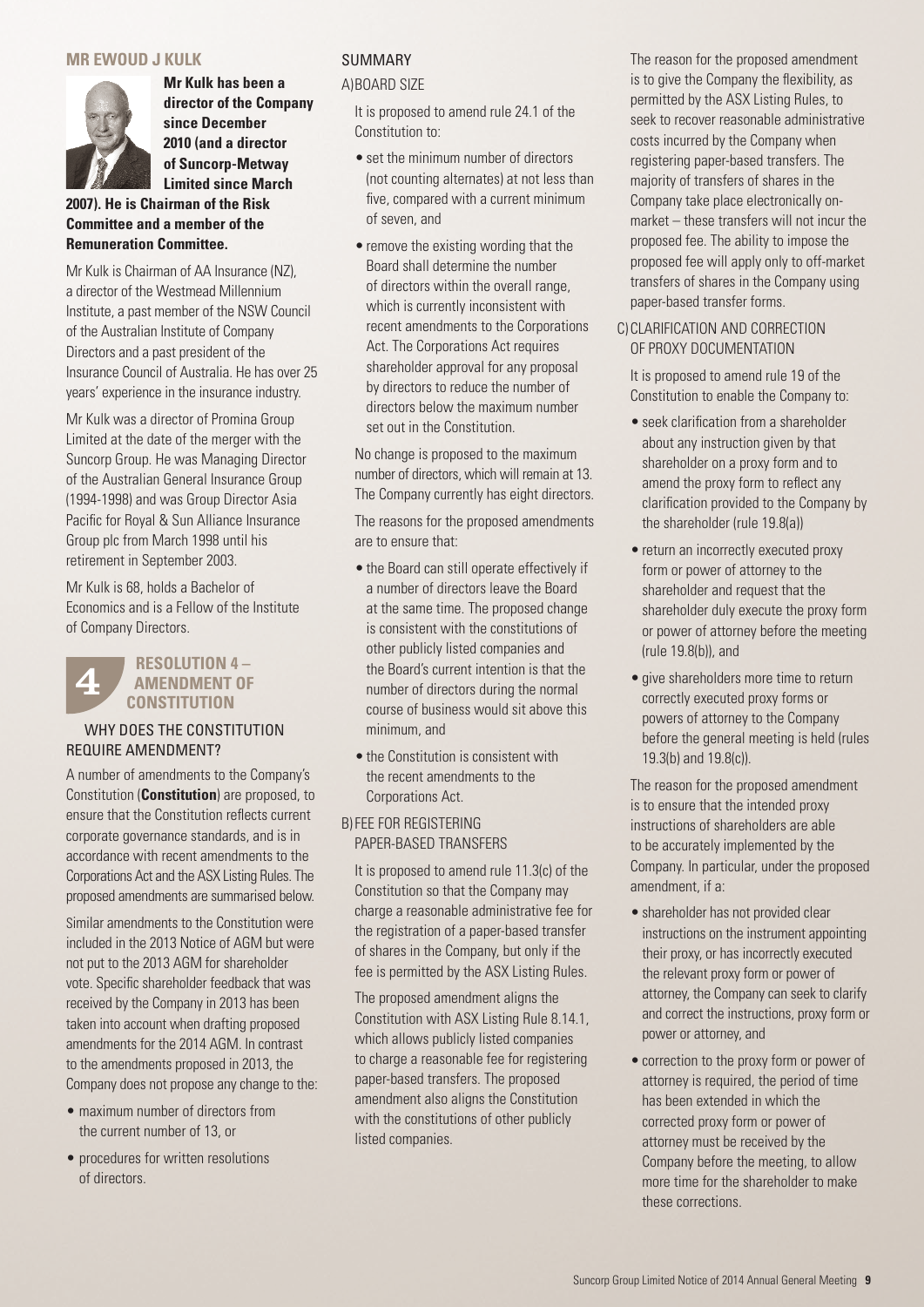## MR EWOUD J KULK

**Mr Kulk has been a director of the Company since December 2010 (and a director of Suncorp-Metway Limited since March 2007). He is Chairman of the Risk Committee and a member of the Remuneration Committee.**

Mr Kulk is Chairman of AA Insurance (NZ), a director of the Westmead Millennium Institute, a past member of the NSW Council of the Australian Institute of Company Directors and a past president of the Insurance Council of Australia. He has over 25 years' experience in the insurance industry.

Mr Kulk was a director of Promina Group Limited at the date of the merger with the Suncorp Group. He was Managing Director of the Australian General Insurance Group (1994-1998) and was Group Director Asia Pacific for Royal & Sun Alliance Insurance Group plc from March 1998 until his retirement in September 2003.

Mr Kulk is 68, holds a Bachelor of Economics and is a Fellow of the Institute of Company Directors.

## 4 RESOLUTION 4 – AMENDMENT OF CONSTITUTION

### WHY DOES THE CONSTITUTION REQUIRE AMENDMENT?

A number of amendments to the Company's Constitution (**Constitution**) are proposed, to ensure that the Constitution reflects current corporate governance standards, and is in accordance with recent amendments to the Corporations Act and the ASX Listing Rules. The proposed amendments are summarised below.

Similar amendments to the Constitution were included in the 2013 Notice of AGM but were not put to the 2013 AGM for shareholder vote. Specific shareholder feedback that was received by the Company in 2013 has been taken into account when drafting proposed amendments for the 2014 AGM. In contrast to the amendments proposed in 2013, the Company does not propose any change to the:

- maximum number of directors from the current number of 13, or
- procedures for written resolutions of directors.

### SUMMARY

A) BOARD SIZE

It is proposed to amend rule 24.1 of the Constitution to:

- set the minimum number of directors (not counting alternates) at not less than five, compared with a current minimum of seven, and
- remove the existing wording that the Board shall determine the number of directors within the overall range, which is currently inconsistent with recent amendments to the Corporations Act. The Corporations Act requires shareholder approval for any proposal by directors to reduce the number of directors below the maximum number set out in the Constitution.

No change is proposed to the maximum number of directors, which will remain at 13. The Company currently has eight directors.

The reasons for the proposed amendments are to ensure that:

- the Board can still operate effectively if a number of directors leave the Board at the same time. The proposed change is consistent with the constitutions of other publicly listed companies and the Board's current intention is that the number of directors during the normal course of business would sit above this minimum, and
- the Constitution is consistent with the recent amendments to the Corporations Act.

B) FEE FOR REGISTERING PAPER-BASED TRANSFERS

It is proposed to amend rule 11.3(c) of the Constitution so that the Company may charge a reasonable administrative fee for the registration of a paper-based transfer of shares in the Company, but only if the fee is permitted by the ASX Listing Rules.

The proposed amendment aligns the Constitution with ASX Listing Rule 8.14.1, which allows publicly listed companies to charge a reasonable fee for registering paper-based transfers. The proposed amendment also aligns the Constitution with the constitutions of other publicly listed companies.

The reason for the proposed amendment is to give the Company the flexibility, as permitted by the ASX Listing Rules, to seek to recover reasonable administrative costs incurred by the Company when registering paper-based transfers. The majority of transfers of shares in the Company take place electronically on-market – these transfers will not incur the proposed fee. The ability to impose the proposed fee will apply only to off-market transfers of shares in the Company using paper-based transfer forms.

C) CLARIFICATION AND CORRECTION OF PROXY DOCUMENTATION

It is proposed to amend rule 19 of the Constitution to enable the Company to:

- seek clarification from a shareholder about any instruction given by that shareholder on a proxy form and to amend the proxy form to reflect any clarification provided to the Company by the shareholder (rule 19.8(a))
- return an incorrectly executed proxy form or power of attorney to the shareholder and request that the shareholder duly execute the proxy form or power of attorney before the meeting (rule 19.8(b)), and
- give shareholders more time to return correctly executed proxy forms or powers of attorney to the Company before the general meeting is held (rules 19.3(b) and 19.8(c)).

The reason for the proposed amendment is to ensure that the intended proxy instructions of shareholders are able to be accurately implemented by the Company. In particular, under the proposed amendment, if a:

- shareholder has not provided clear instructions on the instrument appointing their proxy, or has incorrectly executed the relevant proxy form or power of attorney, the Company can seek to clarify and correct the instructions, proxy form or power or attorney, and
- correction to the proxy form or power of attorney is required, the period of time has been extended in which the corrected proxy form or power of attorney must be received by the Company before the meeting, to allow more time for the shareholder to make these corrections.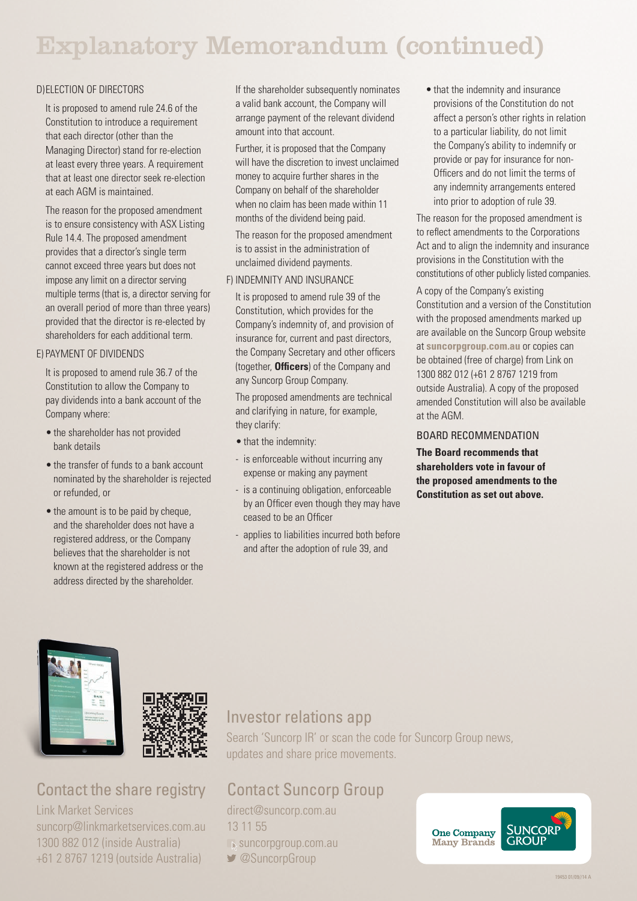# Explanatory Memorandum (continued)

D) ELECTION OF DIRECTORS

It is proposed to amend rule 24.6 of the Constitution to introduce a requirement that each director (other than the Managing Director) stand for re-election at least every three years. A requirement that at least one director seek re-election at each AGM is maintained.

The reason for the proposed amendment is to ensure consistency with ASX Listing Rule 14.4. The proposed amendment provides that a director's single term cannot exceed three years but does not impose any limit on a director serving multiple terms (that is, a director serving for an overall period of more than three years) provided that the director is re-elected by shareholders for each additional term.

E) PAYMENT OF DIVIDENDS

It is proposed to amend rule 36.7 of the Constitution to allow the Company to pay dividends into a bank account of the Company where:

- the shareholder has not provided bank details
- the transfer of funds to a bank account nominated by the shareholder is rejected or refunded, or
- the amount is to be paid by cheque, and the shareholder does not have a registered address, or the Company believes that the shareholder is not known at the registered address or the address directed by the shareholder.

If the shareholder subsequently nominates a valid bank account, the Company will arrange payment of the relevant dividend amount into that account.

Further, it is proposed that the Company will have the discretion to invest unclaimed money to acquire further shares in the Company on behalf of the shareholder when no claim has been made within 11 months of the dividend being paid.

The reason for the proposed amendment is to assist in the administration of unclaimed dividend payments.

F) INDEMNITY AND INSURANCE

It is proposed to amend rule 39 of the Constitution, which provides for the Company's indemnity of, and provision of insurance for, current and past directors, the Company Secretary and other officers (together, **Officers**) of the Company and any Suncorp Group Company.

The proposed amendments are technical and clarifying in nature, for example, they clarify:

- that the indemnity:
  - is enforceable without incurring any expense or making any payment
  - is a continuing obligation, enforceable by an Officer even though they may have ceased to be an Officer
  - applies to liabilities incurred both before and after the adoption of rule 39, and
- that the indemnity and insurance provisions of the Constitution do not affect a person's other rights in relation to a particular liability, do not limit the Company's ability to indemnify or provide or pay for insurance for non-Officers and do not limit the terms of any indemnity arrangements entered into prior to adoption of rule 39.

The reason for the proposed amendment is to reflect amendments to the Corporations Act and to align the indemnity and insurance provisions in the Constitution with the constitutions of other publicly listed companies.

A copy of the Company's existing Constitution and a version of the Constitution with the proposed amendments marked up are available on the Suncorp Group website at **suncorpgroup.com.au** or copies can be obtained (free of charge) from Link on 1300 882 012 (+61 2 8767 1219 from outside Australia). A copy of the proposed amended Constitution will also be available at the AGM.

BOARD RECOMMENDATION

**The Board recommends that shareholders vote in favour of the proposed amendments to the Constitution as set out above.**

## Investor relations app

Search 'Suncorp IR' or scan the code for Suncorp Group news, updates and share price movements.

## Contact the share registry

Link Market Services
suncorp@linkmarketservices.com.au
1300 882 012 (inside Australia)
+61 2 8767 1219 (outside Australia)

## Contact Suncorp Group

direct@suncorp.com.au
13 11 55
suncorpgroup.com.au
@SuncorpGroup

One Company Many Brands
SUNCORP GROUP

19453 01/09//14 A